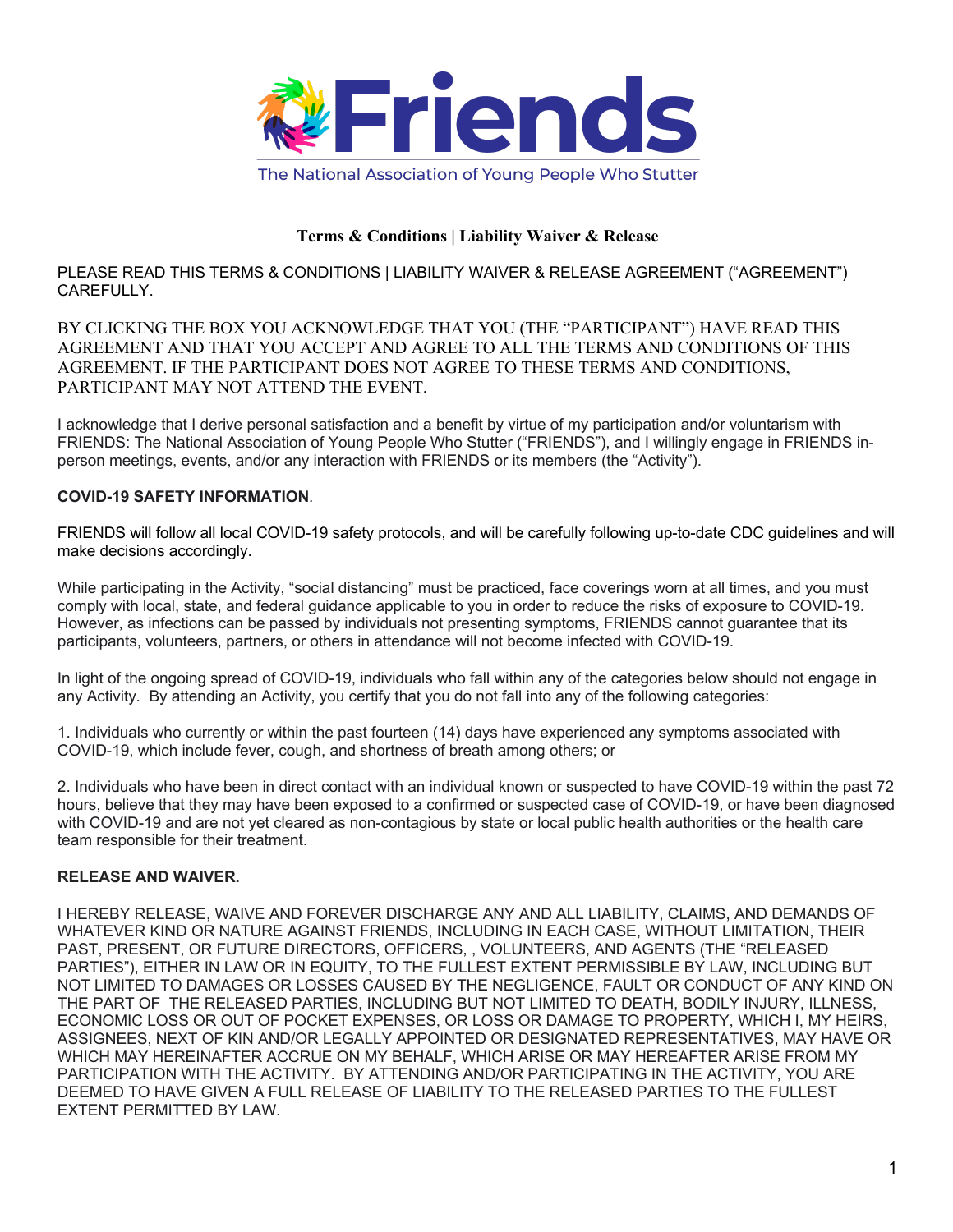Friends

The National Association of Young People Who Stutter

## Terms & Conditions | Liability Waiver & Release

PLEASE READ THIS TERMS & CONDITIONS | LIABILITY WAIVER & RELEASE AGREEMENT ("AGREEMENT") CAREFULLY.

BY CLICKING THE BOX YOU ACKNOWLEDGE THAT YOU (THE "PARTICIPANT") HAVE READ THIS AGREEMENT AND THAT YOU ACCEPT AND AGREE TO ALL THE TERMS AND CONDITIONS OF THIS AGREEMENT. IF THE PARTICIPANT DOES NOT AGREE TO THESE TERMS AND CONDITIONS, PARTICIPANT MAY NOT ATTEND THE EVENT.

I acknowledge that I derive personal satisfaction and a benefit by virtue of my participation and/or voluntarism with FRIENDS: The National Association of Young People Who Stutter ("FRIENDS"), and I willingly engage in FRIENDS in-person meetings, events, and/or any interaction with FRIENDS or its members (the "Activity").

**COVID-19 SAFETY INFORMATION**.

FRIENDS will follow all local COVID-19 safety protocols, and will be carefully following up-to-date CDC guidelines and will make decisions accordingly.

While participating in the Activity, "social distancing" must be practiced, face coverings worn at all times, and you must comply with local, state, and federal guidance applicable to you in order to reduce the risks of exposure to COVID-19. However, as infections can be passed by individuals not presenting symptoms, FRIENDS cannot guarantee that its participants, volunteers, partners, or others in attendance will not become infected with COVID-19.

In light of the ongoing spread of COVID-19, individuals who fall within any of the categories below should not engage in any Activity. By attending an Activity, you certify that you do not fall into any of the following categories:

1. Individuals who currently or within the past fourteen (14) days have experienced any symptoms associated with COVID-19, which include fever, cough, and shortness of breath among others; or

2. Individuals who have been in direct contact with an individual known or suspected to have COVID-19 within the past 72 hours, believe that they may have been exposed to a confirmed or suspected case of COVID-19, or have been diagnosed with COVID-19 and are not yet cleared as non-contagious by state or local public health authorities or the health care team responsible for their treatment.

**RELEASE AND WAIVER.**

I HEREBY RELEASE, WAIVE AND FOREVER DISCHARGE ANY AND ALL LIABILITY, CLAIMS, AND DEMANDS OF WHATEVER KIND OR NATURE AGAINST FRIENDS, INCLUDING IN EACH CASE, WITHOUT LIMITATION, THEIR PAST, PRESENT, OR FUTURE DIRECTORS, OFFICERS, , VOLUNTEERS, AND AGENTS (THE "RELEASED PARTIES"), EITHER IN LAW OR IN EQUITY, TO THE FULLEST EXTENT PERMISSIBLE BY LAW, INCLUDING BUT NOT LIMITED TO DAMAGES OR LOSSES CAUSED BY THE NEGLIGENCE, FAULT OR CONDUCT OF ANY KIND ON THE PART OF THE RELEASED PARTIES, INCLUDING BUT NOT LIMITED TO DEATH, BODILY INJURY, ILLNESS, ECONOMIC LOSS OR OUT OF POCKET EXPENSES, OR LOSS OR DAMAGE TO PROPERTY, WHICH I, MY HEIRS, ASSIGNEES, NEXT OF KIN AND/OR LEGALLY APPOINTED OR DESIGNATED REPRESENTATIVES, MAY HAVE OR WHICH MAY HEREINAFTER ACCRUE ON MY BEHALF, WHICH ARISE OR MAY HEREAFTER ARISE FROM MY PARTICIPATION WITH THE ACTIVITY. BY ATTENDING AND/OR PARTICIPATING IN THE ACTIVITY, YOU ARE DEEMED TO HAVE GIVEN A FULL RELEASE OF LIABILITY TO THE RELEASED PARTIES TO THE FULLEST EXTENT PERMITTED BY LAW.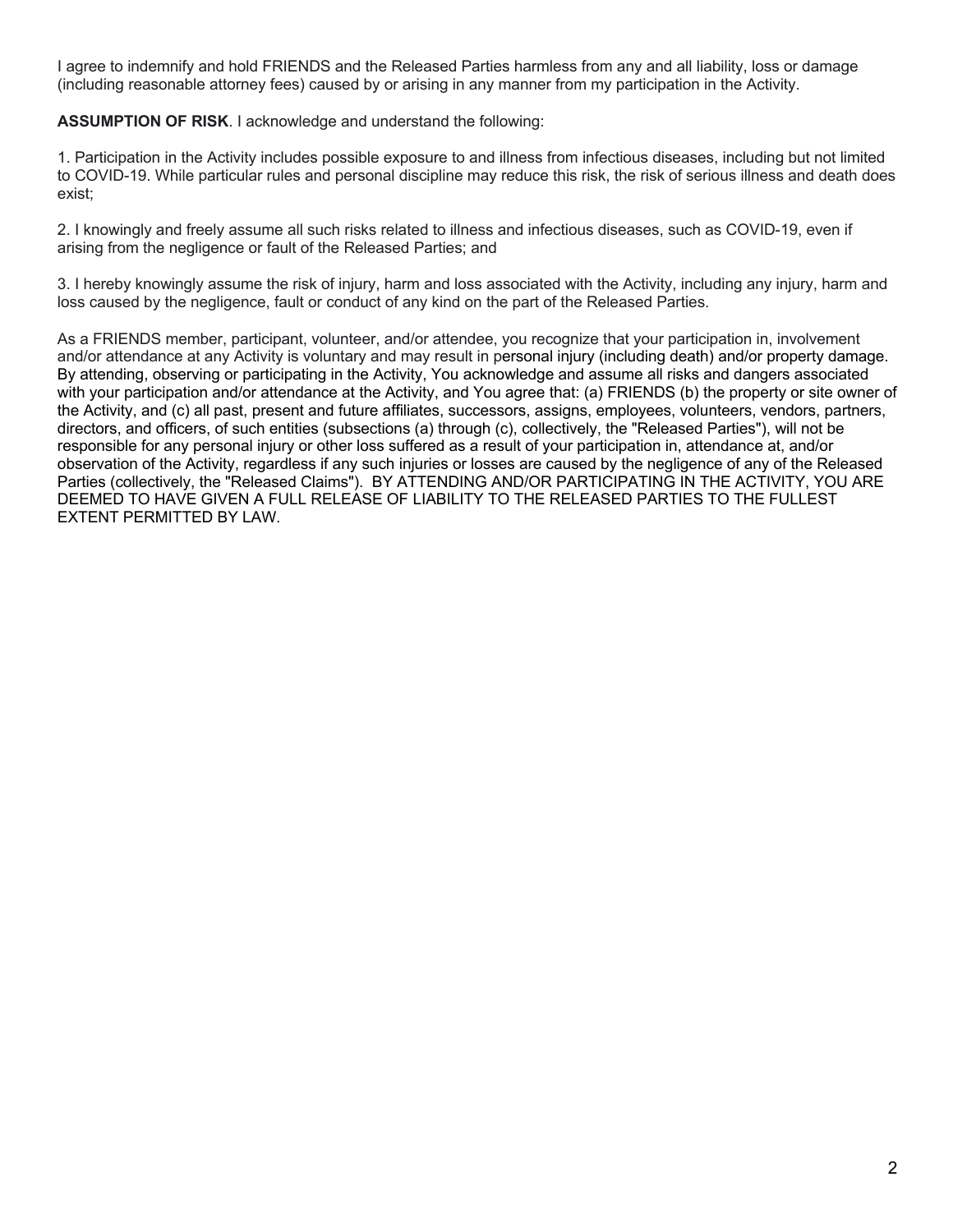I agree to indemnify and hold FRIENDS and the Released Parties harmless from any and all liability, loss or damage (including reasonable attorney fees) caused by or arising in any manner from my participation in the Activity.

**ASSUMPTION OF RISK**. I acknowledge and understand the following:

1. Participation in the Activity includes possible exposure to and illness from infectious diseases, including but not limited to COVID-19. While particular rules and personal discipline may reduce this risk, the risk of serious illness and death does exist;

2. I knowingly and freely assume all such risks related to illness and infectious diseases, such as COVID-19, even if arising from the negligence or fault of the Released Parties; and

3. I hereby knowingly assume the risk of injury, harm and loss associated with the Activity, including any injury, harm and loss caused by the negligence, fault or conduct of any kind on the part of the Released Parties.

As a FRIENDS member, participant, volunteer, and/or attendee, you recognize that your participation in, involvement and/or attendance at any Activity is voluntary and may result in personal injury (including death) and/or property damage. By attending, observing or participating in the Activity, You acknowledge and assume all risks and dangers associated with your participation and/or attendance at the Activity, and You agree that: (a) FRIENDS (b) the property or site owner of the Activity, and (c) all past, present and future affiliates, successors, assigns, employees, volunteers, vendors, partners, directors, and officers, of such entities (subsections (a) through (c), collectively, the "Released Parties"), will not be responsible for any personal injury or other loss suffered as a result of your participation in, attendance at, and/or observation of the Activity, regardless if any such injuries or losses are caused by the negligence of any of the Released Parties (collectively, the "Released Claims"). BY ATTENDING AND/OR PARTICIPATING IN THE ACTIVITY, YOU ARE DEEMED TO HAVE GIVEN A FULL RELEASE OF LIABILITY TO THE RELEASED PARTIES TO THE FULLEST EXTENT PERMITTED BY LAW.